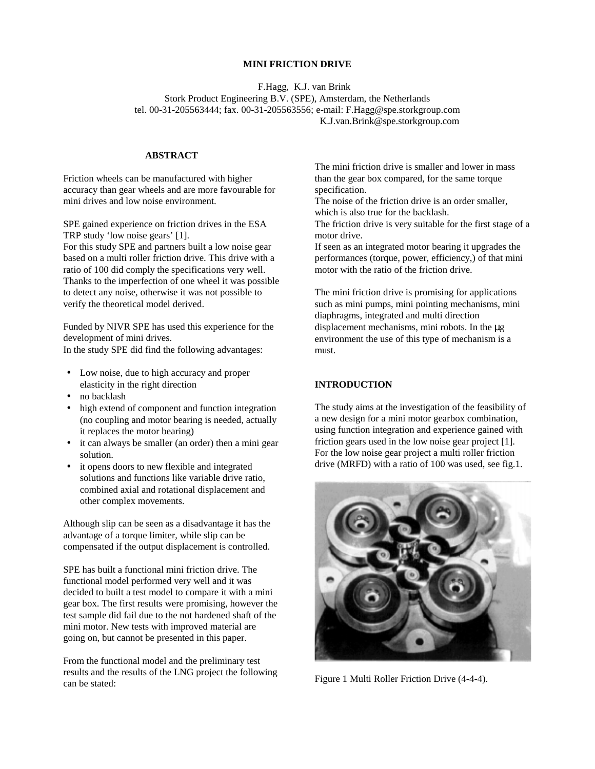# MINI FRICTION DRIVE

F.Hagg, K.J. van Brink
Stork Product Engineering B.V. (SPE), Amsterdam, the Netherlands
tel. 00-31-205563444; fax. 00-31-205563556; e-mail: F.Hagg@spe.storkgroup.com
K.J.van.Brink@spe.storkgroup.com

## ABSTRACT

Friction wheels can be manufactured with higher accuracy than gear wheels and are more favourable for mini drives and low noise environment.

SPE gained experience on friction drives in the ESA TRP study 'low noise gears' [1].
For this study SPE and partners built a low noise gear based on a multi roller friction drive. This drive with a ratio of 100 did comply the specifications very well. Thanks to the imperfection of one wheel it was possible to detect any noise, otherwise it was not possible to verify the theoretical model derived.

Funded by NIVR SPE has used this experience for the development of mini drives.
In the study SPE did find the following advantages:

- Low noise, due to high accuracy and proper elasticity in the right direction
- no backlash
- high extend of component and function integration (no coupling and motor bearing is needed, actually it replaces the motor bearing)
- it can always be smaller (an order) then a mini gear solution.
- it opens doors to new flexible and integrated solutions and functions like variable drive ratio, combined axial and rotational displacement and other complex movements.

Although slip can be seen as a disadvantage it has the advantage of a torque limiter, while slip can be compensated if the output displacement is controlled.

SPE has built a functional mini friction drive. The functional model performed very well and it was decided to built a test model to compare it with a mini gear box. The first results were promising, however the test sample did fail due to the not hardened shaft of the mini motor. New tests with improved material are going on, but cannot be presented in this paper.

From the functional model and the preliminary test results and the results of the LNG project the following can be stated:

The mini friction drive is smaller and lower in mass than the gear box compared, for the same torque specification.
The noise of the friction drive is an order smaller, which is also true for the backlash.
The friction drive is very suitable for the first stage of a motor drive.
If seen as an integrated motor bearing it upgrades the performances (torque, power, efficiency,) of that mini motor with the ratio of the friction drive.

The mini friction drive is promising for applications such as mini pumps, mini pointing mechanisms, mini diaphragms, integrated and multi direction displacement mechanisms, mini robots. In the μg environment the use of this type of mechanism is a must.

## INTRODUCTION

The study aims at the investigation of the feasibility of a new design for a mini motor gearbox combination, using function integration and experience gained with friction gears used in the low noise gear project [1].
For the low noise gear project a multi roller friction drive (MRFD) with a ratio of 100 was used, see fig.1.

Figure 1 Multi Roller Friction Drive (4-4-4).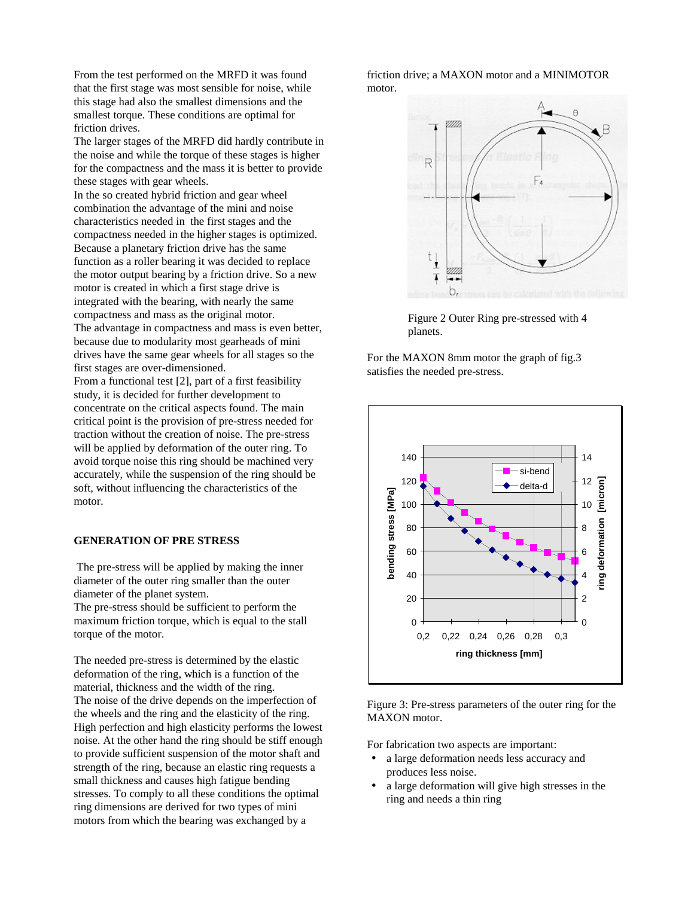From the test performed on the MRFD it was found that the first stage was most sensible for noise, while this stage had also the smallest dimensions and the smallest torque. These conditions are optimal for friction drives.

The larger stages of the MRFD did hardly contribute in the noise and while the torque of these stages is higher for the compactness and the mass it is better to provide these stages with gear wheels.

In the so created hybrid friction and gear wheel combination the advantage of the mini and noise characteristics needed in the first stages and the compactness needed in the higher stages is optimized. Because a planetary friction drive has the same function as a roller bearing it was decided to replace the motor output bearing by a friction drive. So a new motor is created in which a first stage drive is integrated with the bearing, with nearly the same compactness and mass as the original motor.

The advantage in compactness and mass is even better, because due to modularity most gearheads of mini drives have the same gear wheels for all stages so the first stages are over-dimensioned.

From a functional test [2], part of a first feasibility study, it is decided for further development to concentrate on the critical aspects found. The main critical point is the provision of pre-stress needed for traction without the creation of noise. The pre-stress will be applied by deformation of the outer ring. To avoid torque noise this ring should be machined very accurately, while the suspension of the ring should be soft, without influencing the characteristics of the motor.

## GENERATION OF PRE STRESS

The pre-stress will be applied by making the inner diameter of the outer ring smaller than the outer diameter of the planet system.

The pre-stress should be sufficient to perform the maximum friction torque, which is equal to the stall torque of the motor.

The needed pre-stress is determined by the elastic deformation of the ring, which is a function of the material, thickness and the width of the ring.

The noise of the drive depends on the imperfection of the wheels and the ring and the elasticity of the ring. High perfection and high elasticity performs the lowest noise. At the other hand the ring should be stiff enough to provide sufficient suspension of the motor shaft and strength of the ring, because an elastic ring requests a small thickness and causes high fatigue bending stresses. To comply to all these conditions the optimal ring dimensions are derived for two types of mini motors from which the bearing was exchanged by a friction drive; a MAXON motor and a MINIMOTOR motor.

Figure 2 Outer Ring pre-stressed with 4 planets.

For the MAXON 8mm motor the graph of fig.3 satisfies the needed pre-stress.

Figure 3: Pre-stress parameters of the outer ring for the MAXON motor.

For fabrication two aspects are important:

- a large deformation needs less accuracy and produces less noise.
- a large deformation will give high stresses in the ring and needs a thin ring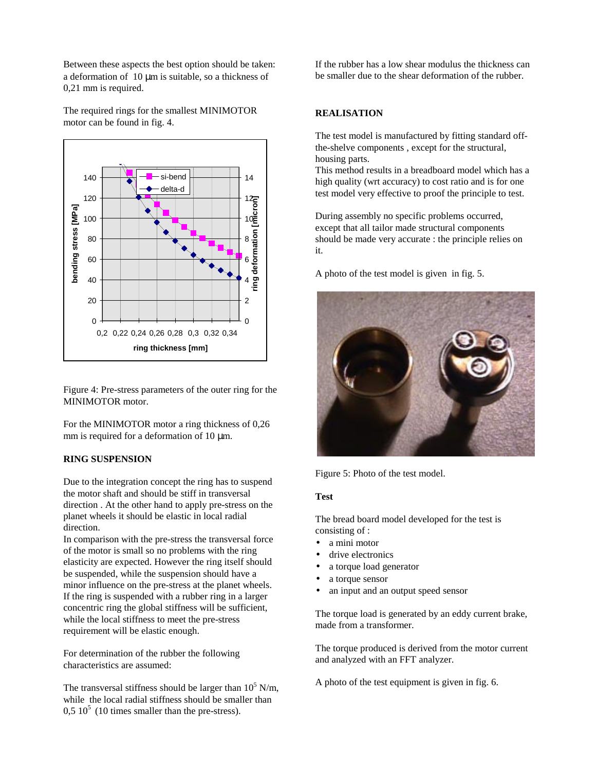Between these aspects the best option should be taken: a deformation of 10 µm is suitable, so a thickness of 0,21 mm is required.

The required rings for the smallest MINIMOTOR motor can be found in fig. 4.

Figure 4: Pre-stress parameters of the outer ring for the MINIMOTOR motor.

For the MINIMOTOR motor a ring thickness of 0,26 mm is required for a deformation of 10 µm.

**RING SUSPENSION**

Due to the integration concept the ring has to suspend the motor shaft and should be stiff in transversal direction . At the other hand to apply pre-stress on the planet wheels it should be elastic in local radial direction.

In comparison with the pre-stress the transversal force of the motor is small so no problems with the ring elasticity are expected. However the ring itself should be suspended, while the suspension should have a minor influence on the pre-stress at the planet wheels. If the ring is suspended with a rubber ring in a larger concentric ring the global stiffness will be sufficient, while the local stiffness to meet the pre-stress requirement will be elastic enough.

For determination of the rubber the following characteristics are assumed:

The transversal stiffness should be larger than $10^5$ N/m, while the local radial stiffness should be smaller than $0,5\ 10^5$ (10 times smaller than the pre-stress).

If the rubber has a low shear modulus the thickness can be smaller due to the shear deformation of the rubber.

**REALISATION**

The test model is manufactured by fitting standard off-the-shelve components , except for the structural, housing parts.

This method results in a breadboard model which has a high quality (wrt accuracy) to cost ratio and is for one test model very effective to proof the principle to test.

During assembly no specific problems occurred, except that all tailor made structural components should be made very accurate : the principle relies on it.

A photo of the test model is given in fig. 5.

Figure 5: Photo of the test model.

**Test**

The bread board model developed for the test is consisting of :

- a mini motor
- drive electronics
- a torque load generator
- a torque sensor
- an input and an output speed sensor

The torque load is generated by an eddy current brake, made from a transformer.

The torque produced is derived from the motor current and analyzed with an FFT analyzer.

A photo of the test equipment is given in fig. 6.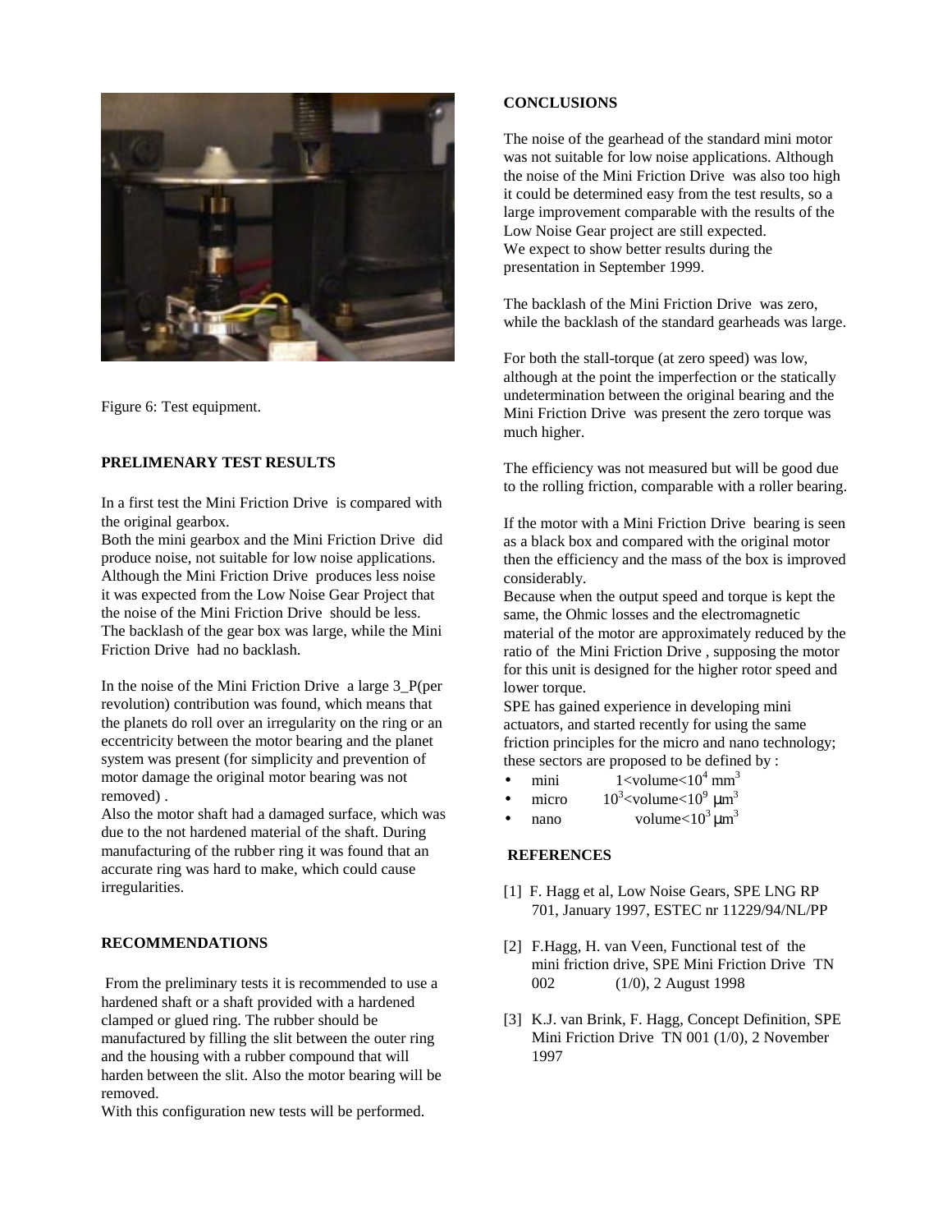Figure 6: Test equipment.

**PRELIMENARY TEST RESULTS**

In a first test the Mini Friction Drive is compared with the original gearbox.
Both the mini gearbox and the Mini Friction Drive did produce noise, not suitable for low noise applications. Although the Mini Friction Drive produces less noise it was expected from the Low Noise Gear Project that the noise of the Mini Friction Drive should be less. The backlash of the gear box was large, while the Mini Friction Drive had no backlash.

In the noise of the Mini Friction Drive a large 3_P(per revolution) contribution was found, which means that the planets do roll over an irregularity on the ring or an eccentricity between the motor bearing and the planet system was present (for simplicity and prevention of motor damage the original motor bearing was not removed) .
Also the motor shaft had a damaged surface, which was due to the not hardened material of the shaft. During manufacturing of the rubber ring it was found that an accurate ring was hard to make, which could cause irregularities.

**RECOMMENDATIONS**

From the preliminary tests it is recommended to use a hardened shaft or a shaft provided with a hardened clamped or glued ring. The rubber should be manufactured by filling the slit between the outer ring and the housing with a rubber compound that will harden between the slit. Also the motor bearing will be removed.
With this configuration new tests will be performed.

**CONCLUSIONS**

The noise of the gearhead of the standard mini motor was not suitable for low noise applications. Although the noise of the Mini Friction Drive was also too high it could be determined easy from the test results, so a large improvement comparable with the results of the Low Noise Gear project are still expected.
We expect to show better results during the presentation in September 1999.

The backlash of the Mini Friction Drive was zero, while the backlash of the standard gearheads was large.

For both the stall-torque (at zero speed) was low, although at the point the imperfection or the statically undetermination between the original bearing and the Mini Friction Drive was present the zero torque was much higher.

The efficiency was not measured but will be good due to the rolling friction, comparable with a roller bearing.

If the motor with a Mini Friction Drive bearing is seen as a black box and compared with the original motor then the efficiency and the mass of the box is improved considerably.
Because when the output speed and torque is kept the same, the Ohmic losses and the electromagnetic material of the motor are approximately reduced by the ratio of the Mini Friction Drive , supposing the motor for this unit is designed for the higher rotor speed and lower torque.
SPE has gained experience in developing mini actuators, and started recently for using the same friction principles for the micro and nano technology; these sectors are proposed to be defined by :

- mini $1<\text{volume}<10^4$ mm$^3$
- micro $10^3<\text{volume}<10^9$ μm$^3$
- nano $\text{volume}<10^3$ μm$^3$

**REFERENCES**

[1] F. Hagg et al, Low Noise Gears, SPE LNG RP 701, January 1997, ESTEC nr 11229/94/NL/PP

[2] F.Hagg, H. van Veen, Functional test of the mini friction drive, SPE Mini Friction Drive TN 002 (1/0), 2 August 1998

[3] K.J. van Brink, F. Hagg, Concept Definition, SPE Mini Friction Drive TN 001 (1/0), 2 November 1997